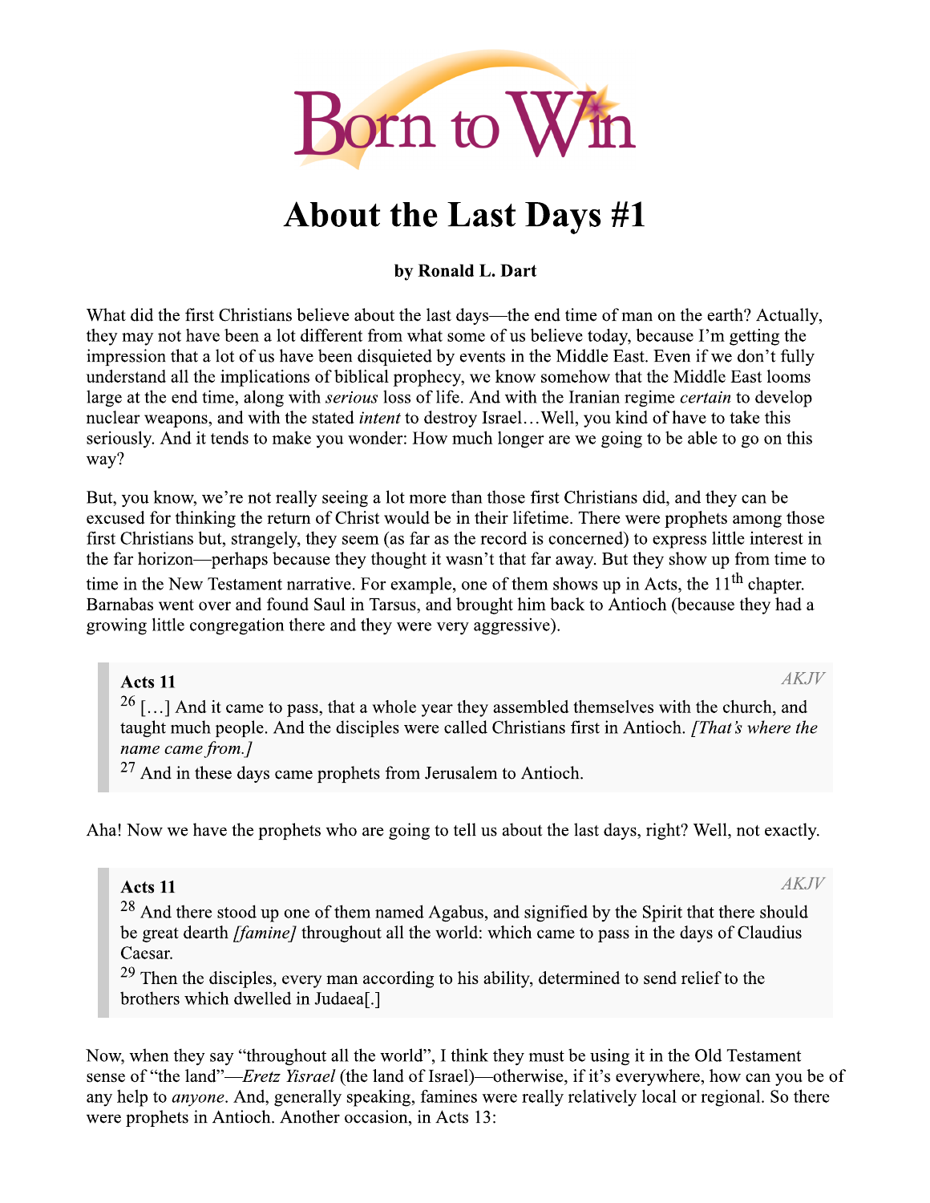Born to Win

# About the Last Days #1

**by Ronald L. Dart**

What did the first Christians believe about the last days—the end time of man on the earth? Actually, they may not have been a lot different from what some of us believe today, because I'm getting the impression that a lot of us have been disquieted by events in the Middle East. Even if we don't fully understand all the implications of biblical prophecy, we know somehow that the Middle East looms large at the end time, along with *serious* loss of life. And with the Iranian regime *certain* to develop nuclear weapons, and with the stated *intent* to destroy Israel…Well, you kind of have to take this seriously. And it tends to make you wonder: How much longer are we going to be able to go on this way?

But, you know, we're not really seeing a lot more than those first Christians did, and they can be excused for thinking the return of Christ would be in their lifetime. There were prophets among those first Christians but, strangely, they seem (as far as the record is concerned) to express little interest in the far horizon—perhaps because they thought it wasn't that far away. But they show up from time to time in the New Testament narrative. For example, one of them shows up in Acts, the 11th chapter. Barnabas went over and found Saul in Tarsus, and brought him back to Antioch (because they had a growing little congregation there and they were very aggressive).

> **Acts 11** *AKJV*
> 26 […] And it came to pass, that a whole year they assembled themselves with the church, and taught much people. And the disciples were called Christians first in Antioch. *[That's where the name came from.]*
> 27 And in these days came prophets from Jerusalem to Antioch.

Aha! Now we have the prophets who are going to tell us about the last days, right? Well, not exactly.

> **Acts 11** *AKJV*
> 28 And there stood up one of them named Agabus, and signified by the Spirit that there should be great dearth *[famine]* throughout all the world: which came to pass in the days of Claudius Caesar.
> 29 Then the disciples, every man according to his ability, determined to send relief to the brothers which dwelled in Judaea[.]

Now, when they say "throughout all the world", I think they must be using it in the Old Testament sense of "the land"—*Eretz Yisrael* (the land of Israel)—otherwise, if it's everywhere, how can you be of any help to *anyone*. And, generally speaking, famines were really relatively local or regional. So there were prophets in Antioch. Another occasion, in Acts 13: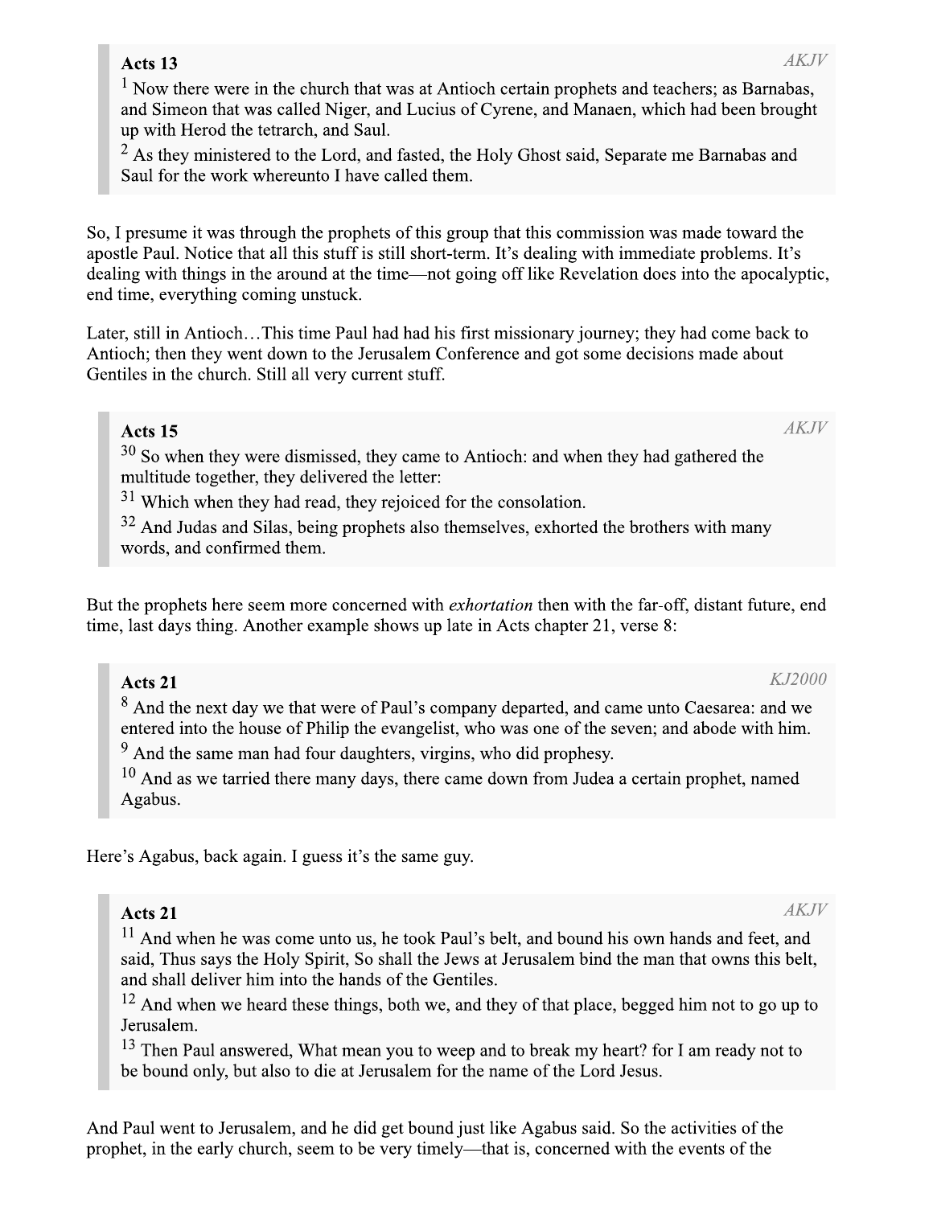> **Acts 13** *AKJV*
>
> [1] Now there were in the church that was at Antioch certain prophets and teachers; as Barnabas, and Simeon that was called Niger, and Lucius of Cyrene, and Manaen, which had been brought up with Herod the tetrarch, and Saul.
>
> [2] As they ministered to the Lord, and fasted, the Holy Ghost said, Separate me Barnabas and Saul for the work whereunto I have called them.

So, I presume it was through the prophets of this group that this commission was made toward the apostle Paul. Notice that all this stuff is still short-term. It's dealing with immediate problems. It's dealing with things in the around at the time—not going off like Revelation does into the apocalyptic, end time, everything coming unstuck.

Later, still in Antioch…This time Paul had had his first missionary journey; they had come back to Antioch; then they went down to the Jerusalem Conference and got some decisions made about Gentiles in the church. Still all very current stuff.

> **Acts 15** *AKJV*
>
> [30] So when they were dismissed, they came to Antioch: and when they had gathered the multitude together, they delivered the letter:
>
> [31] Which when they had read, they rejoiced for the consolation.
>
> [32] And Judas and Silas, being prophets also themselves, exhorted the brothers with many words, and confirmed them.

But the prophets here seem more concerned with *exhortation* then with the far-off, distant future, end time, last days thing. Another example shows up late in Acts chapter 21, verse 8:

> **Acts 21** *KJ2000*
>
> [8] And the next day we that were of Paul's company departed, and came unto Caesarea: and we entered into the house of Philip the evangelist, who was one of the seven; and abode with him.
>
> [9] And the same man had four daughters, virgins, who did prophesy.
>
> [10] And as we tarried there many days, there came down from Judea a certain prophet, named Agabus.

Here's Agabus, back again. I guess it's the same guy.

> **Acts 21** *AKJV*
>
> [11] And when he was come unto us, he took Paul's belt, and bound his own hands and feet, and said, Thus says the Holy Spirit, So shall the Jews at Jerusalem bind the man that owns this belt, and shall deliver him into the hands of the Gentiles.
>
> [12] And when we heard these things, both we, and they of that place, begged him not to go up to Jerusalem.
>
> [13] Then Paul answered, What mean you to weep and to break my heart? for I am ready not to be bound only, but also to die at Jerusalem for the name of the Lord Jesus.

And Paul went to Jerusalem, and he did get bound just like Agabus said. So the activities of the prophet, in the early church, seem to be very timely—that is, concerned with the events of the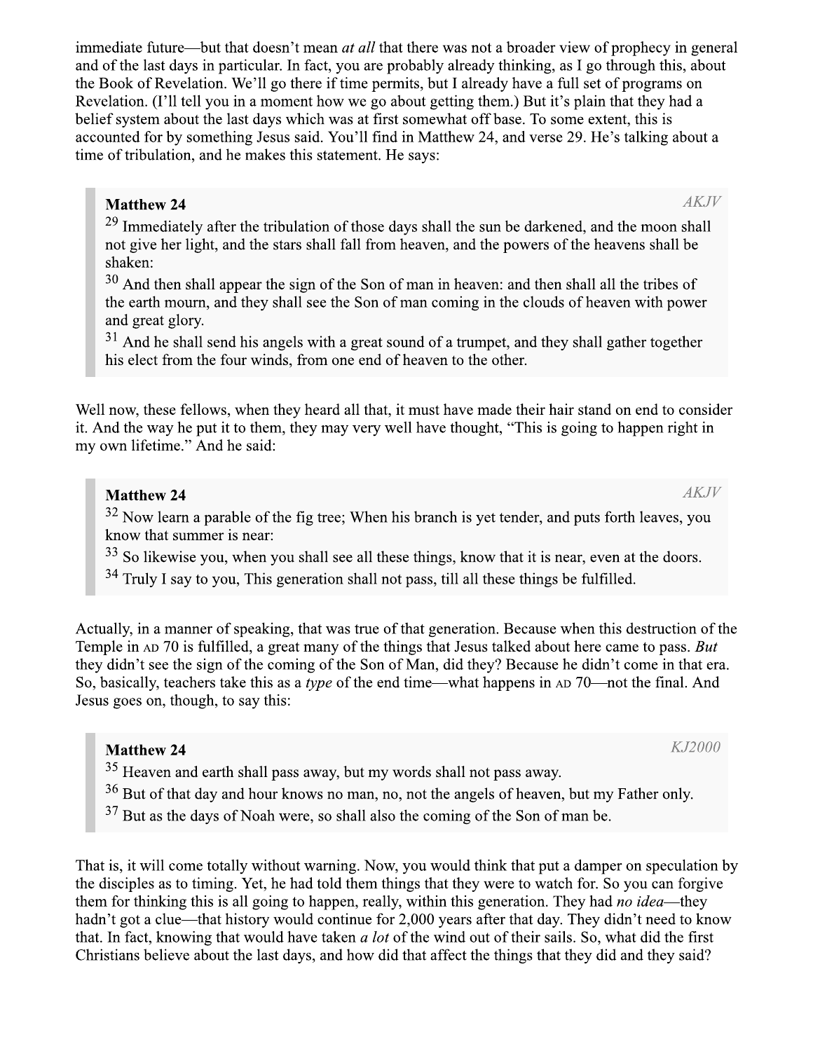immediate future—but that doesn't mean *at all* that there was not a broader view of prophecy in general and of the last days in particular. In fact, you are probably already thinking, as I go through this, about the Book of Revelation. We'll go there if time permits, but I already have a full set of programs on Revelation. (I'll tell you in a moment how we go about getting them.) But it's plain that they had a belief system about the last days which was at first somewhat off base. To some extent, this is accounted for by something Jesus said. You'll find in Matthew 24, and verse 29. He's talking about a time of tribulation, and he makes this statement. He says:

> **Matthew 24** *AKJV*
> 29 Immediately after the tribulation of those days shall the sun be darkened, and the moon shall not give her light, and the stars shall fall from heaven, and the powers of the heavens shall be shaken:
> 30 And then shall appear the sign of the Son of man in heaven: and then shall all the tribes of the earth mourn, and they shall see the Son of man coming in the clouds of heaven with power and great glory.
> 31 And he shall send his angels with a great sound of a trumpet, and they shall gather together his elect from the four winds, from one end of heaven to the other.

Well now, these fellows, when they heard all that, it must have made their hair stand on end to consider it. And the way he put it to them, they may very well have thought, "This is going to happen right in my own lifetime." And he said:

> **Matthew 24** *AKJV*
> 32 Now learn a parable of the fig tree; When his branch is yet tender, and puts forth leaves, you know that summer is near:
> 33 So likewise you, when you shall see all these things, know that it is near, even at the doors.
> 34 Truly I say to you, This generation shall not pass, till all these things be fulfilled.

Actually, in a manner of speaking, that was true of that generation. Because when this destruction of the Temple in AD 70 is fulfilled, a great many of the things that Jesus talked about here came to pass. *But* they didn't see the sign of the coming of the Son of Man, did they? Because he didn't come in that era. So, basically, teachers take this as a *type* of the end time—what happens in AD 70—not the final. And Jesus goes on, though, to say this:

> **Matthew 24** *KJ2000*
> 35 Heaven and earth shall pass away, but my words shall not pass away.
> 36 But of that day and hour knows no man, no, not the angels of heaven, but my Father only.
> 37 But as the days of Noah were, so shall also the coming of the Son of man be.

That is, it will come totally without warning. Now, you would think that put a damper on speculation by the disciples as to timing. Yet, he had told them things that they were to watch for. So you can forgive them for thinking this is all going to happen, really, within this generation. They had *no idea*—they hadn't got a clue—that history would continue for 2,000 years after that day. They didn't need to know that. In fact, knowing that would have taken *a lot* of the wind out of their sails. So, what did the first Christians believe about the last days, and how did that affect the things that they did and they said?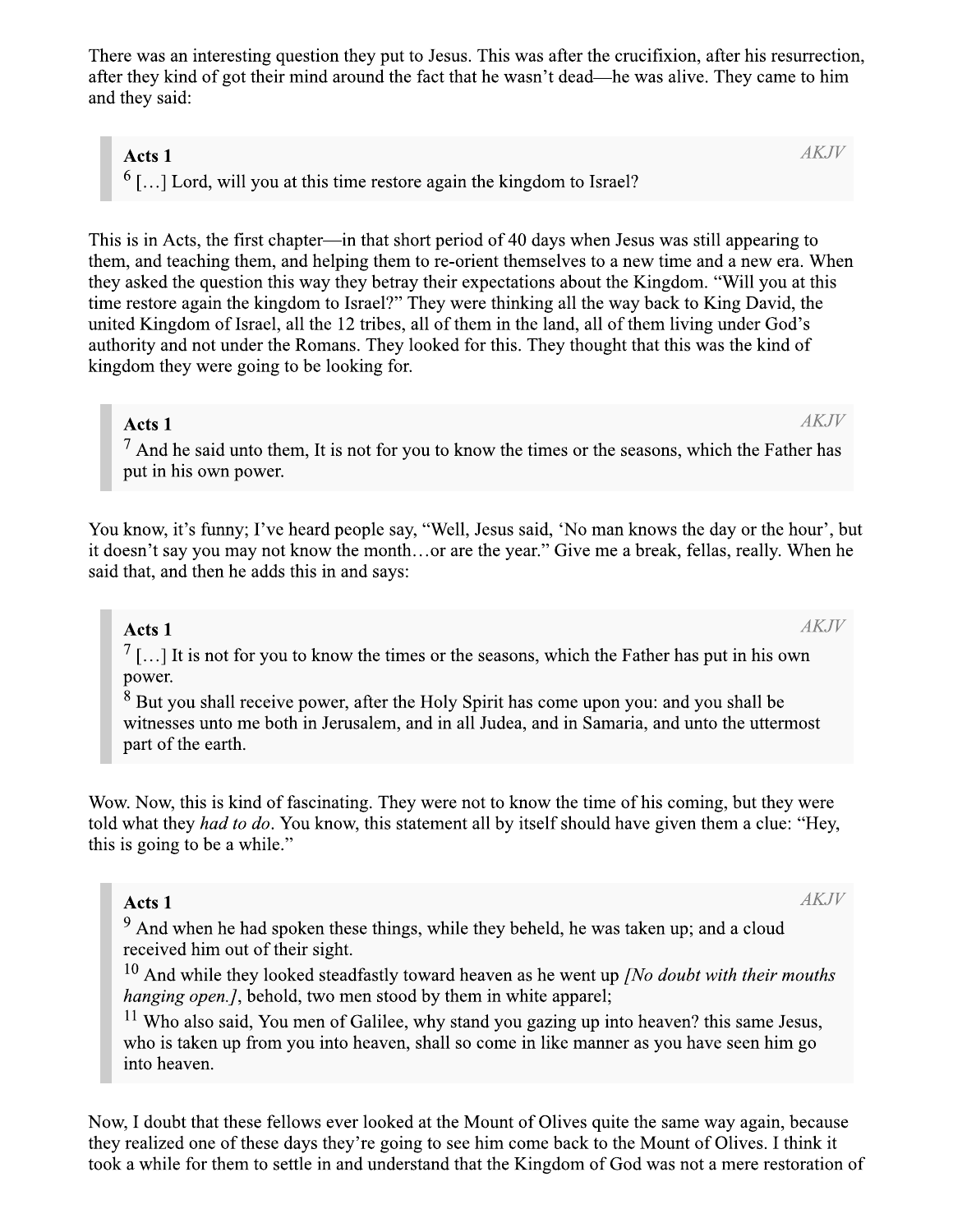There was an interesting question they put to Jesus. This was after the crucifixion, after his resurrection, after they kind of got their mind around the fact that he wasn't dead—he was alive. They came to him and they said:

> **Acts 1** *AKJV*
> 6 […] Lord, will you at this time restore again the kingdom to Israel?

This is in Acts, the first chapter—in that short period of 40 days when Jesus was still appearing to them, and teaching them, and helping them to re-orient themselves to a new time and a new era. When they asked the question this way they betray their expectations about the Kingdom. "Will you at this time restore again the kingdom to Israel?" They were thinking all the way back to King David, the united Kingdom of Israel, all the 12 tribes, all of them in the land, all of them living under God's authority and not under the Romans. They looked for this. They thought that this was the kind of kingdom they were going to be looking for.

> **Acts 1** *AKJV*
> 7 And he said unto them, It is not for you to know the times or the seasons, which the Father has put in his own power.

You know, it's funny; I've heard people say, "Well, Jesus said, 'No man knows the day or the hour', but it doesn't say you may not know the month…or are the year." Give me a break, fellas, really. When he said that, and then he adds this in and says:

> **Acts 1** *AKJV*
> 7 […] It is not for you to know the times or the seasons, which the Father has put in his own power.
> 8 But you shall receive power, after the Holy Spirit has come upon you: and you shall be witnesses unto me both in Jerusalem, and in all Judea, and in Samaria, and unto the uttermost part of the earth.

Wow. Now, this is kind of fascinating. They were not to know the time of his coming, but they were told what they *had to do*. You know, this statement all by itself should have given them a clue: "Hey, this is going to be a while."

> **Acts 1** *AKJV*
> 9 And when he had spoken these things, while they beheld, he was taken up; and a cloud received him out of their sight.
> 10 And while they looked steadfastly toward heaven as he went up *[No doubt with their mouths hanging open.]*, behold, two men stood by them in white apparel;
> 11 Who also said, You men of Galilee, why stand you gazing up into heaven? this same Jesus, who is taken up from you into heaven, shall so come in like manner as you have seen him go into heaven.

Now, I doubt that these fellows ever looked at the Mount of Olives quite the same way again, because they realized one of these days they're going to see him come back to the Mount of Olives. I think it took a while for them to settle in and understand that the Kingdom of God was not a mere restoration of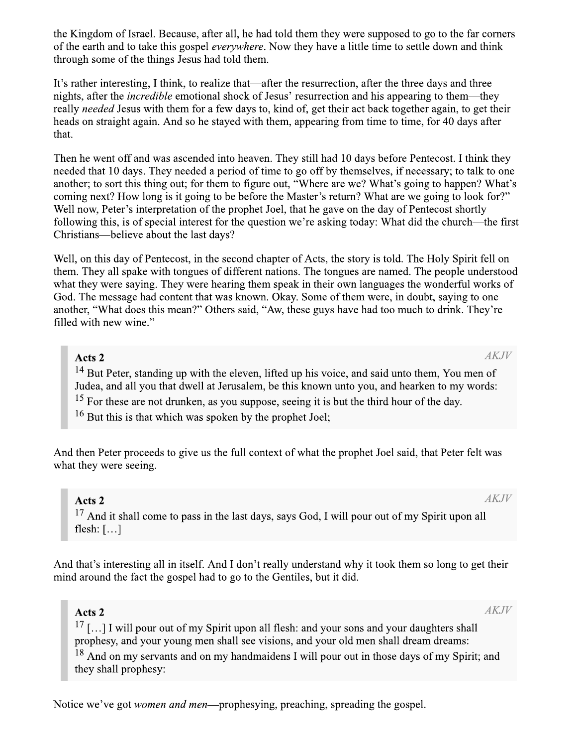the Kingdom of Israel. Because, after all, he had told them they were supposed to go to the far corners of the earth and to take this gospel *everywhere*. Now they have a little time to settle down and think through some of the things Jesus had told them.

It's rather interesting, I think, to realize that—after the resurrection, after the three days and three nights, after the *incredible* emotional shock of Jesus' resurrection and his appearing to them—they really *needed* Jesus with them for a few days to, kind of, get their act back together again, to get their heads on straight again. And so he stayed with them, appearing from time to time, for 40 days after that.

Then he went off and was ascended into heaven. They still had 10 days before Pentecost. I think they needed that 10 days. They needed a period of time to go off by themselves, if necessary; to talk to one another; to sort this thing out; for them to figure out, "Where are we? What's going to happen? What's coming next? How long is it going to be before the Master's return? What are we going to look for?" Well now, Peter's interpretation of the prophet Joel, that he gave on the day of Pentecost shortly following this, is of special interest for the question we're asking today: What did the church—the first Christians—believe about the last days?

Well, on this day of Pentecost, in the second chapter of Acts, the story is told. The Holy Spirit fell on them. They all spake with tongues of different nations. The tongues are named. The people understood what they were saying. They were hearing them speak in their own languages the wonderful works of God. The message had content that was known. Okay. Some of them were, in doubt, saying to one another, "What does this mean?" Others said, "Aw, these guys have had too much to drink. They're filled with new wine."

> **Acts 2** *AKJV*
> 14 But Peter, standing up with the eleven, lifted up his voice, and said unto them, You men of Judea, and all you that dwell at Jerusalem, be this known unto you, and hearken to my words:
> 15 For these are not drunken, as you suppose, seeing it is but the third hour of the day.
> 16 But this is that which was spoken by the prophet Joel;

And then Peter proceeds to give us the full context of what the prophet Joel said, that Peter felt was what they were seeing.

> **Acts 2** *AKJV*
> 17 And it shall come to pass in the last days, says God, I will pour out of my Spirit upon all flesh: […]

And that's interesting all in itself. And I don't really understand why it took them so long to get their mind around the fact the gospel had to go to the Gentiles, but it did.

> **Acts 2** *AKJV*
> 17 […] I will pour out of my Spirit upon all flesh: and your sons and your daughters shall prophesy, and your young men shall see visions, and your old men shall dream dreams:
> 18 And on my servants and on my handmaidens I will pour out in those days of my Spirit; and they shall prophesy:

Notice we've got *women and men*—prophesying, preaching, spreading the gospel.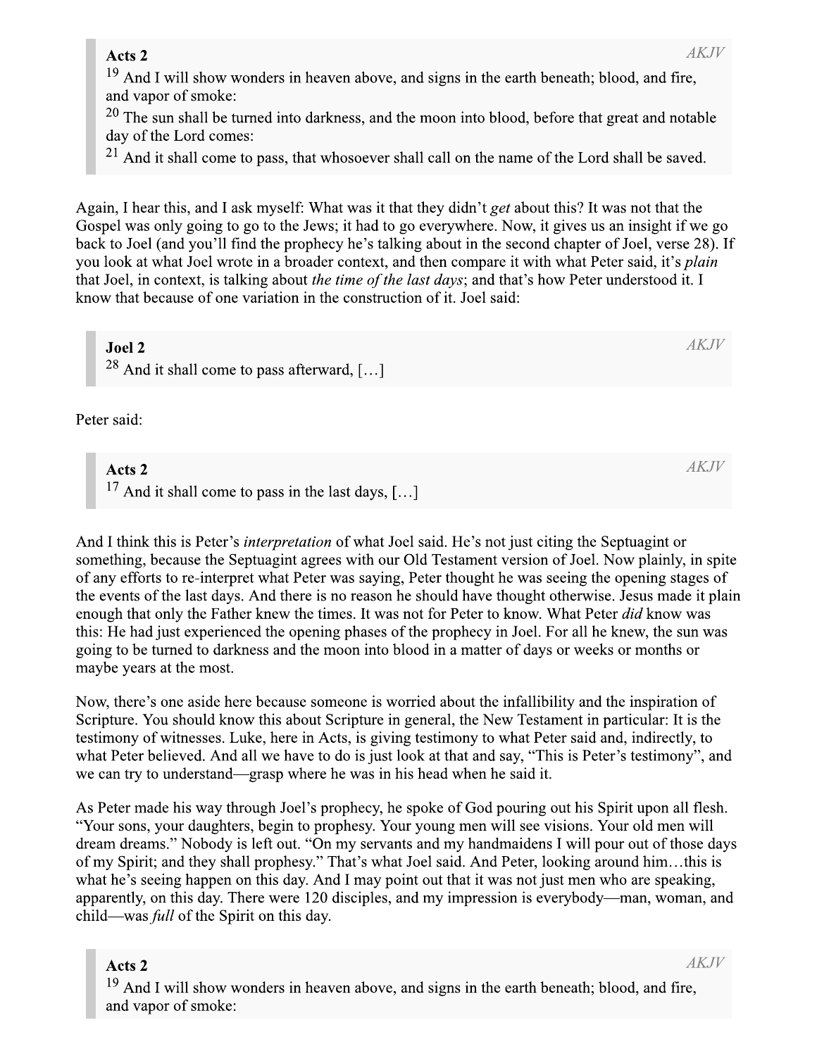> **Acts 2** *AKJV*
> [19] And I will show wonders in heaven above, and signs in the earth beneath; blood, and fire, and vapor of smoke:
> [20] The sun shall be turned into darkness, and the moon into blood, before that great and notable day of the Lord comes:
> [21] And it shall come to pass, that whosoever shall call on the name of the Lord shall be saved.

Again, I hear this, and I ask myself: What was it that they didn't *get* about this? It was not that the Gospel was only going to go to the Jews; it had to go everywhere. Now, it gives us an insight if we go back to Joel (and you'll find the prophecy he's talking about in the second chapter of Joel, verse 28). If you look at what Joel wrote in a broader context, and then compare it with what Peter said, it's *plain* that Joel, in context, is talking about *the time of the last days*; and that's how Peter understood it. I know that because of one variation in the construction of it. Joel said:

> **Joel 2** *AKJV*
> [28] And it shall come to pass afterward, […]

Peter said:

> **Acts 2** *AKJV*
> [17] And it shall come to pass in the last days, […]

And I think this is Peter's *interpretation* of what Joel said. He's not just citing the Septuagint or something, because the Septuagint agrees with our Old Testament version of Joel. Now plainly, in spite of any efforts to re-interpret what Peter was saying, Peter thought he was seeing the opening stages of the events of the last days. And there is no reason he should have thought otherwise. Jesus made it plain enough that only the Father knew the times. It was not for Peter to know. What Peter *did* know was this: He had just experienced the opening phases of the prophecy in Joel. For all he knew, the sun was going to be turned to darkness and the moon into blood in a matter of days or weeks or months or maybe years at the most.

Now, there's one aside here because someone is worried about the infallibility and the inspiration of Scripture. You should know this about Scripture in general, the New Testament in particular: It is the testimony of witnesses. Luke, here in Acts, is giving testimony to what Peter said and, indirectly, to what Peter believed. And all we have to do is just look at that and say, "This is Peter's testimony", and we can try to understand—grasp where he was in his head when he said it.

As Peter made his way through Joel's prophecy, he spoke of God pouring out his Spirit upon all flesh. "Your sons, your daughters, begin to prophesy. Your young men will see visions. Your old men will dream dreams." Nobody is left out. "On my servants and my handmaidens I will pour out of those days of my Spirit; and they shall prophesy." That's what Joel said. And Peter, looking around him…this is what he's seeing happen on this day. And I may point out that it was not just men who are speaking, apparently, on this day. There were 120 disciples, and my impression is everybody—man, woman, and child—was *full* of the Spirit on this day.

> **Acts 2** *AKJV*
> [19] And I will show wonders in heaven above, and signs in the earth beneath; blood, and fire, and vapor of smoke: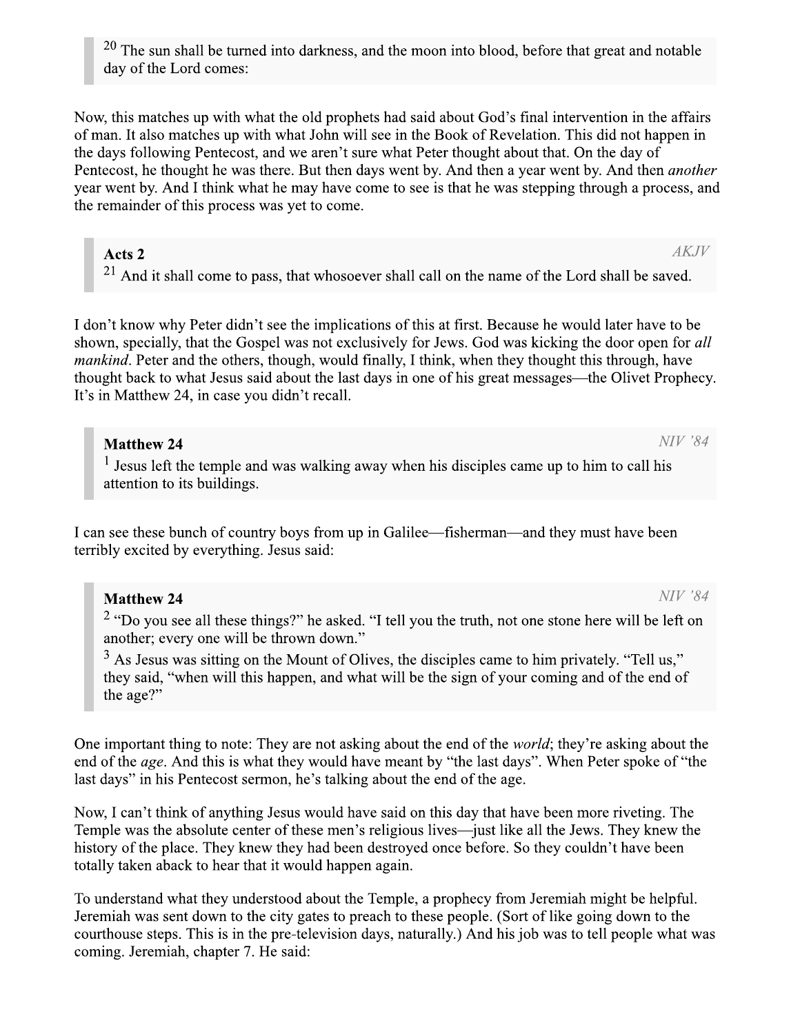> [20] The sun shall be turned into darkness, and the moon into blood, before that great and notable day of the Lord comes:

Now, this matches up with what the old prophets had said about God's final intervention in the affairs of man. It also matches up with what John will see in the Book of Revelation. This did not happen in the days following Pentecost, and we aren't sure what Peter thought about that. On the day of Pentecost, he thought he was there. But then days went by. And then a year went by. And then *another* year went by. And I think what he may have come to see is that he was stepping through a process, and the remainder of this process was yet to come.

> **Acts 2** *AKJV*
> [21] And it shall come to pass, that whosoever shall call on the name of the Lord shall be saved.

I don't know why Peter didn't see the implications of this at first. Because he would later have to be shown, specially, that the Gospel was not exclusively for Jews. God was kicking the door open for *all mankind*. Peter and the others, though, would finally, I think, when they thought this through, have thought back to what Jesus said about the last days in one of his great messages—the Olivet Prophecy. It's in Matthew 24, in case you didn't recall.

> **Matthew 24** *NIV '84*
> [1] Jesus left the temple and was walking away when his disciples came up to him to call his attention to its buildings.

I can see these bunch of country boys from up in Galilee—fisherman—and they must have been terribly excited by everything. Jesus said:

> **Matthew 24** *NIV '84*
> [2] "Do you see all these things?" he asked. "I tell you the truth, not one stone here will be left on another; every one will be thrown down."
> [3] As Jesus was sitting on the Mount of Olives, the disciples came to him privately. "Tell us," they said, "when will this happen, and what will be the sign of your coming and of the end of the age?"

One important thing to note: They are not asking about the end of the *world*; they're asking about the end of the *age*. And this is what they would have meant by "the last days". When Peter spoke of "the last days" in his Pentecost sermon, he's talking about the end of the age.

Now, I can't think of anything Jesus would have said on this day that have been more riveting. The Temple was the absolute center of these men's religious lives—just like all the Jews. They knew the history of the place. They knew they had been destroyed once before. So they couldn't have been totally taken aback to hear that it would happen again.

To understand what they understood about the Temple, a prophecy from Jeremiah might be helpful. Jeremiah was sent down to the city gates to preach to these people. (Sort of like going down to the courthouse steps. This is in the pre-television days, naturally.) And his job was to tell people what was coming. Jeremiah, chapter 7. He said: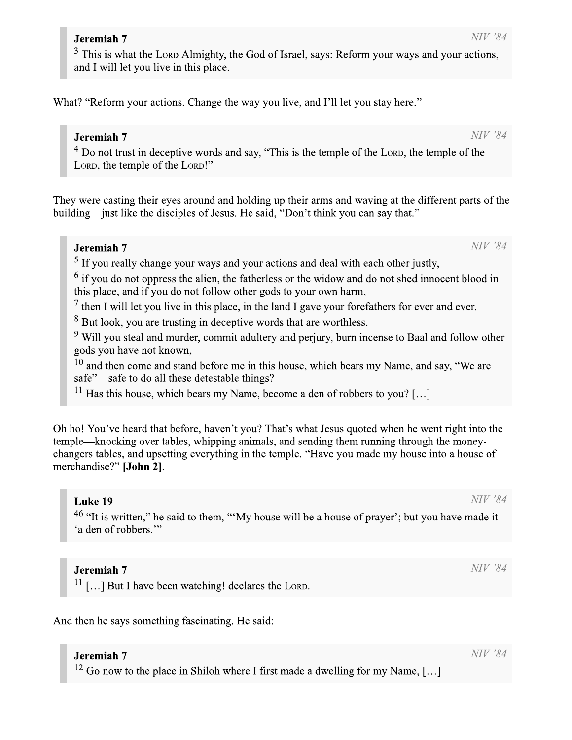> **Jreremiah 7** *NIV '84*
> [3] This is what the LORD Almighty, the God of Israel, says: Reform your ways and your actions, and I will let you live in this place.

What? "Reform your actions. Change the way you live, and I'll let you stay here."

> **Jeremiah 7** *NIV '84*
> [4] Do not trust in deceptive words and say, "This is the temple of the LORD, the temple of the LORD, the temple of the LORD!"

They were casting their eyes around and holding up their arms and waving at the different parts of the building—just like the disciples of Jesus. He said, "Don't think you can say that."

> **Jeremiah 7** *NIV '84*
> [5] If you really change your ways and your actions and deal with each other justly,
> [6] if you do not oppress the alien, the fatherless or the widow and do not shed innocent blood in this place, and if you do not follow other gods to your own harm,
> [7] then I will let you live in this place, in the land I gave your forefathers for ever and ever.
> [8] But look, you are trusting in deceptive words that are worthless.
> [9] Will you steal and murder, commit adultery and perjury, burn incense to Baal and follow other gods you have not known,
> [10] and then come and stand before me in this house, which bears my Name, and say, "We are safe"—safe to do all these detestable things?
> [11] Has this house, which bears my Name, become a den of robbers to you? […]

Oh ho! You've heard that before, haven't you? That's what Jesus quoted when he went right into the temple—knocking over tables, whipping animals, and sending them running through the money-changers tables, and upsetting everything in the temple. "Have you made my house into a house of merchandise?" **[John 2]**.

> **Luke 19** *NIV '84*
> [46] "It is written," he said to them, "'My house will be a house of prayer'; but you have made it 'a den of robbers.'"

> **Jeremiah 7** *NIV '84*
> [11] […] But I have been watching! declares the LORD.

And then he says something fascinating. He said:

> **Jeremiah 7** *NIV '84*
> [12] Go now to the place in Shiloh where I first made a dwelling for my Name, […]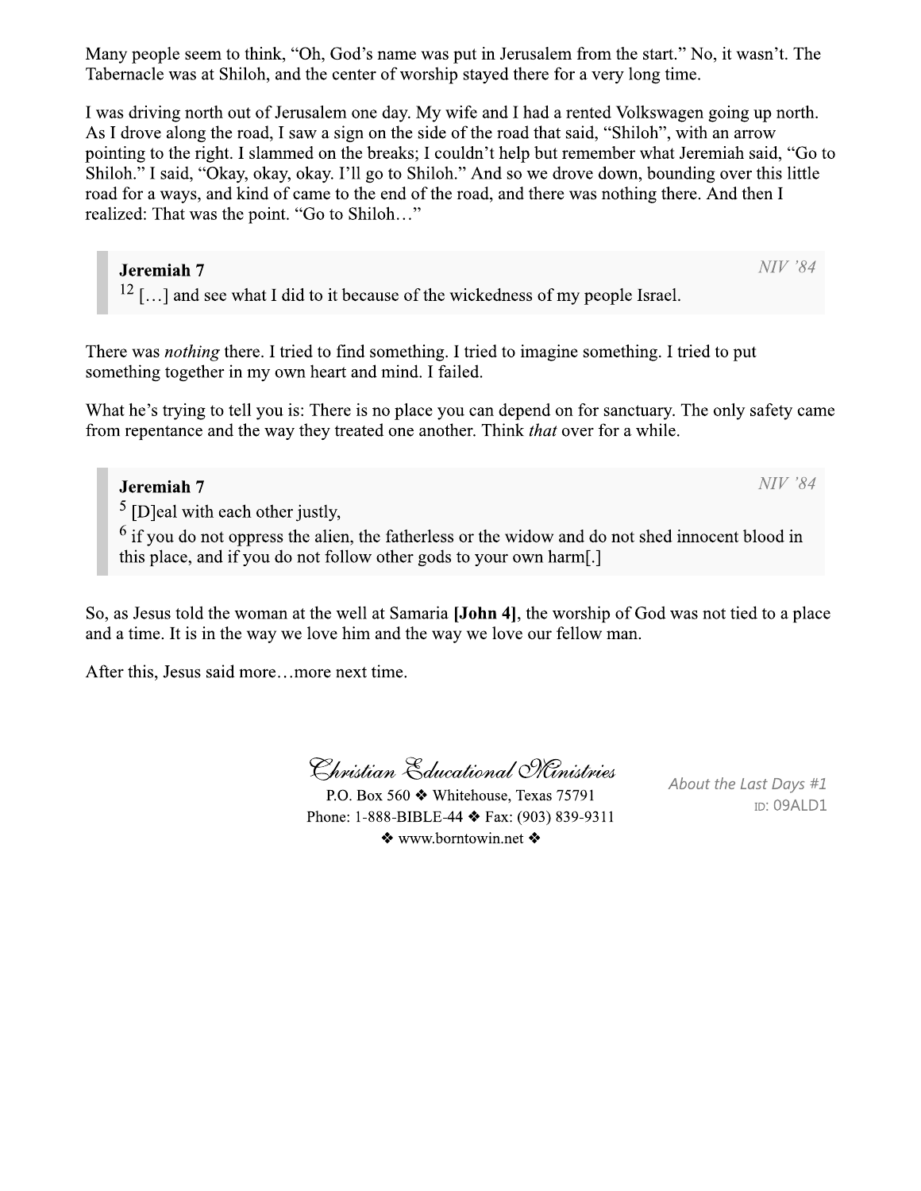Many people seem to think, "Oh, God's name was put in Jerusalem from the start." No, it wasn't. The Tabernacle was at Shiloh, and the center of worship stayed there for a very long time.

I was driving north out of Jerusalem one day. My wife and I had a rented Volkswagen going up north. As I drove along the road, I saw a sign on the side of the road that said, "Shiloh", with an arrow pointing to the right. I slammed on the breaks; I couldn't help but remember what Jeremiah said, "Go to Shiloh." I said, "Okay, okay, okay. I'll go to Shiloh." And so we drove down, bounding over this little road for a ways, and kind of came to the end of the road, and there was nothing there. And then I realized: That was the point. "Go to Shiloh…"

> **Jeremiah 7** *NIV '84*
> 12 […] and see what I did to it because of the wickedness of my people Israel.

There was *nothing* there. I tried to find something. I tried to imagine something. I tried to put something together in my own heart and mind. I failed.

What he's trying to tell you is: There is no place you can depend on for sanctuary. The only safety came from repentance and the way they treated one another. Think *that* over for a while.

> **Jeremiah 7** *NIV '84*
> 5 [D]eal with each other justly,
> 6 if you do not oppress the alien, the fatherless or the widow and do not shed innocent blood in this place, and if you do not follow other gods to your own harm[.]

So, as Jesus told the woman at the well at Samaria **[John 4]**, the worship of God was not tied to a place and a time. It is in the way we love him and the way we love our fellow man.

After this, Jesus said more…more next time.

Christian Educational Ministries
P.O. Box 560 ❖ Whitehouse, Texas 75791
Phone: 1-888-BIBLE-44 ❖ Fax: (903) 839-9311
❖ www.borntowin.net ❖

*About the Last Days #1*
ID: 09ALD1